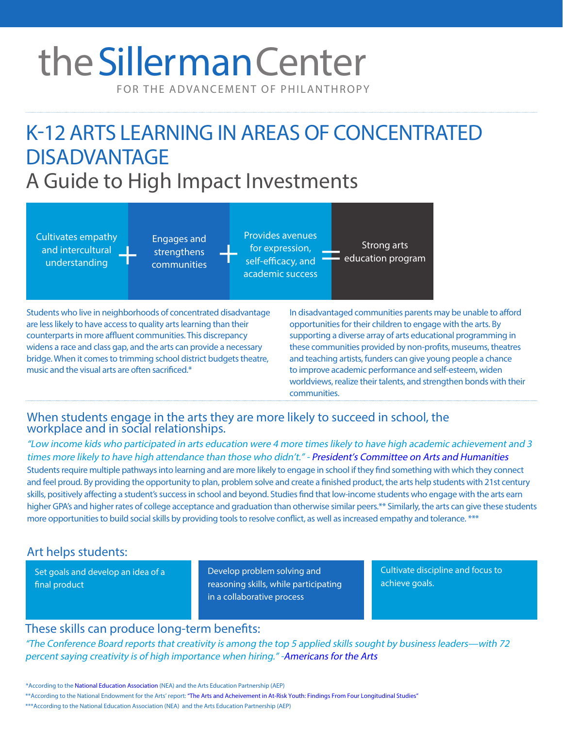# the Sillerman Center

FOR THE ADVANCEMENT OF PHILANTHROPY

## K-12 ARTS LEARNING IN AREAS OF CONCENTRATED DISADVANTAGE

## A Guide to High Impact Investments

Cultivates empathy and intercultural understanding + Engages and strengthens communities + Provides avenues for expression, self-efficacy, and academic success = Strong arts education program

Students who live in neighborhoods of concentrated disadvantage are less likely to have access to quality arts learning than their counterparts in more affluent communities. This discrepancy widens a race and class gap, and the arts can provide a necessary bridge. When it comes to trimming school district budgets theatre, music and the visual arts are often sacrificed.*

In disadvantaged communities parents may be unable to afford opportunities for their children to engage with the arts. By supporting a diverse array of arts educational programming in these communities provided by non-profits, museums, theatres and teaching artists, funders can give young people a chance to improve academic performance and self-esteem, widen worldviews, realize their talents, and strengthen bonds with their communities.

### When students engage in the arts they are more likely to succeed in school, the workplace and in social relationships.

*"Low income kids who participated in arts education were 4 more times likely to have high academic achievement and 3 times more likely to have high attendance than those who didn't." - President's Committee on Arts and Humanities*

Students require multiple pathways into learning and are more likely to engage in school if they find something with which they connect and feel proud. By providing the opportunity to plan, problem solve and create a finished product, the arts help students with 21st century skills, positively affecting a student's success in school and beyond. Studies find that low-income students who engage with the arts earn higher GPA's and higher rates of college acceptance and graduation than otherwise similar peers.** Similarly, the arts can give these students more opportunities to build social skills by providing tools to resolve conflict, as well as increased empathy and tolerance. ***

### Art helps students:

- Set goals and develop an idea of a final product
- Develop problem solving and reasoning skills, while participating in a collaborative process
- Cultivate discipline and focus to achieve goals.

### These skills can produce long-term benefits:

*"The Conference Board reports that creativity is among the top 5 applied skills sought by business leaders—with 72 percent saying creativity is of high importance when hiring." -Americans for the Arts*

*According to the National Education Association (NEA) and the Arts Education Partnership (AEP)

**According to the National Endowment for the Arts' report: "The Arts and Acheivement in At-Risk Youth: Findings From Four Longitudinal Studies"

***According to the National Education Association (NEA) and the Arts Education Partnership (AEP)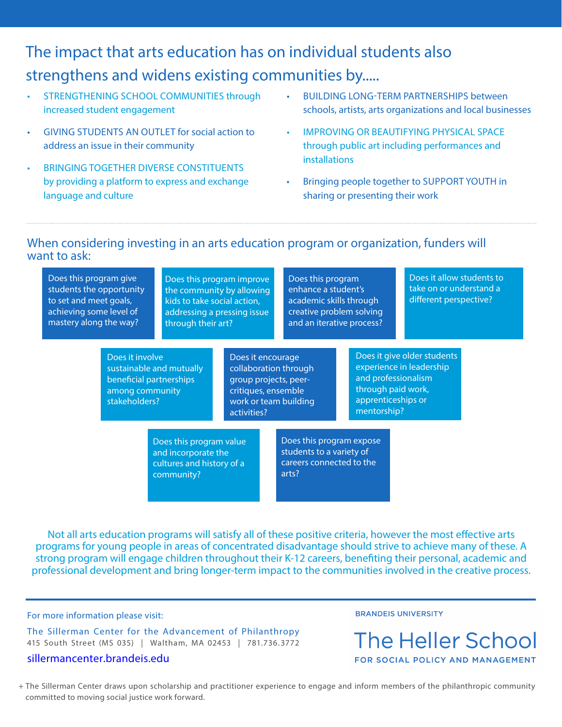## The impact that arts education has on individual students also strengthens and widens existing communities by.....

- STRENGTHENING SCHOOL COMMUNITIES through increased student engagement
- GIVING STUDENTS AN OUTLET for social action to address an issue in their community
- BRINGING TOGETHER DIVERSE CONSTITUENTS by providing a platform to express and exchange language and culture
- BUILDING LONG-TERM PARTNERSHIPS between schools, artists, arts organizations and local businesses
- IMPROVING OR BEAUTIFYING PHYSICAL SPACE through public art including performances and installations
- Bringing people together to SUPPORT YOUTH in sharing or presenting their work

## When considering investing in an arts education program or organization, funders will want to ask:

- Does this program give students the opportunity to set and meet goals, achieving some level of mastery along the way?
- Does this program improve the community by allowing kids to take social action, addressing a pressing issue through their art?
- Does this program enhance a student's academic skills through creative problem solving and an iterative process?
- Does it allow students to take on or understand a different perspective?
- Does it involve sustainable and mutually beneficial partnerships among community stakeholders?
- Does it encourage collaboration through group projects, peer-critiques, ensemble work or team building activities?
- Does it give older students experience in leadership and professionalism through paid work, apprenticeships or mentorship?
- Does this program value and incorporate the cultures and history of a community?
- Does this program expose students to a variety of careers connected to the arts?

Not all arts education programs will satisfy all of these positive criteria, however the most effective arts programs for young people in areas of concentrated disadvantage should strive to achieve many of these. A strong program will engage children throughout their K-12 careers, benefiting their personal, academic and professional development and bring longer-term impact to the communities involved in the creative process.

For more information please visit:

The Sillerman Center for the Advancement of Philanthropy
415 South Street (MS 035) | Waltham, MA 02453 | 781.736.3772

sillermancenter.brandeis.edu

BRANDEIS UNIVERSITY
The Heller School
FOR SOCIAL POLICY AND MANAGEMENT

+ The Sillerman Center draws upon scholarship and practitioner experience to engage and inform members of the philanthropic community committed to moving social justice work forward.